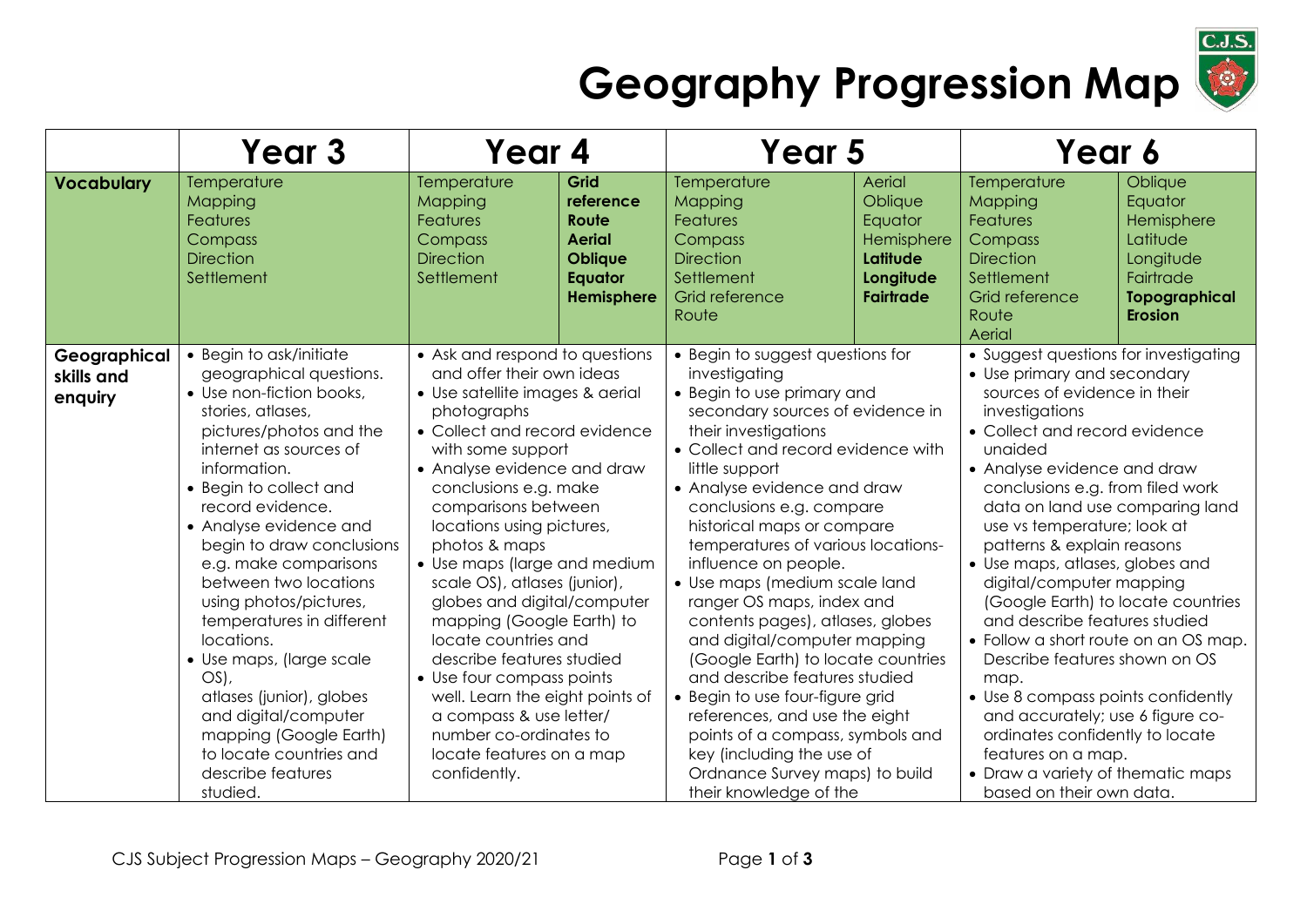# Geography Progression Map

| | Year 3 | Year 4 | | Year 5 | | Year 6 | |
|---|---|---|---|---|---|---|---|
| **Vocabulary** | Temperature<br>Mapping<br>Features<br>Compass<br>Direction<br>Settlement | Temperature<br>Mapping<br>Features<br>Compass<br>Direction<br>Settlement | **Grid reference**<br>**Route**<br>**Aerial**<br>**Oblique**<br>**Equator**<br>**Hemisphere** | Temperature<br>Mapping<br>Features<br>Compass<br>Direction<br>Settlement<br>Grid reference<br>Route | Aerial<br>Oblique<br>Equator<br>Hemisphere<br>**Latitude**<br>**Longitude**<br>**Fairtrade** | Temperature<br>Mapping<br>Features<br>Compass<br>Direction<br>Settlement<br>Grid reference<br>Route<br>Aerial | Oblique<br>Equator<br>Hemisphere<br>Latitude<br>Longitude<br>Fairtrade<br>**Topographical**<br>**Erosion** |
| **Geographical skills and enquiry** | • Begin to ask/initiate geographical questions.<br>• Use non-fiction books, stories, atlases, pictures/photos and the internet as sources of information.<br>• Begin to collect and record evidence.<br>• Analyse evidence and begin to draw conclusions e.g. make comparisons between two locations using photos/pictures, temperatures in different locations.<br>• Use maps, (large scale OS), atlases (junior), globes and digital/computer mapping (Google Earth) to locate countries and describe features studied. | • Ask and respond to questions and offer their own ideas<br>• Use satellite images & aerial photographs<br>• Collect and record evidence with some support<br>• Analyse evidence and draw conclusions e.g. make comparisons between locations using pictures, photos & maps<br>• Use maps (large and medium scale OS), atlases (junior), globes and digital/computer mapping (Google Earth) to locate countries and describe features studied<br>• Use four compass points well. Learn the eight points of a compass & use letter/ number co-ordinates to locate features on a map confidently. | | • Begin to suggest questions for investigating<br>• Begin to use primary and secondary sources of evidence in their investigations<br>• Collect and record evidence with little support<br>• Analyse evidence and draw conclusions e.g. compare historical maps or compare temperatures of various locations- influence on people.<br>• Use maps (medium scale land ranger OS maps, index and contents pages), atlases, globes and digital/computer mapping (Google Earth) to locate countries and describe features studied<br>• Begin to use four-figure grid references, and use the eight points of a compass, symbols and key (including the use of Ordnance Survey maps) to build their knowledge of the | | • Suggest questions for investigating<br>• Use primary and secondary sources of evidence in their investigations<br>• Collect and record evidence unaided<br>• Analyse evidence and draw conclusions e.g. from filed work data on land use comparing land use vs temperature; look at patterns & explain reasons<br>• Use maps, atlases, globes and digital/computer mapping (Google Earth) to locate countries and describe features studied<br>• Follow a short route on an OS map. Describe features shown on OS map.<br>• Use 8 compass points confidently and accurately; use 6 figure co-ordinates confidently to locate features on a map.<br>• Draw a variety of thematic maps based on their own data. | |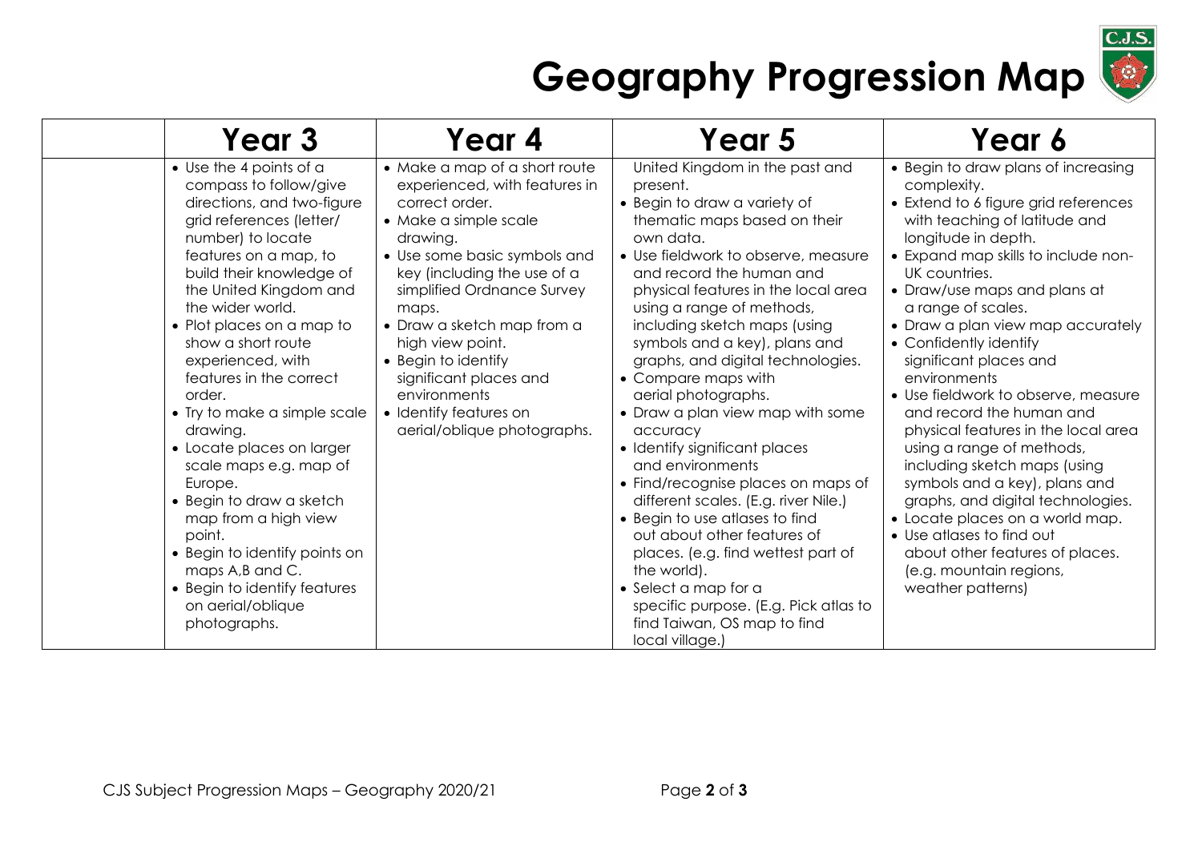# Geography Progression Map

| | Year 3 | Year 4 | Year 5 | Year 6 |
|---|---|---|---|---|
| | • Use the 4 points of a compass to follow/give directions, and two-figure grid references (letter/ number) to locate features on a map, to build their knowledge of the United Kingdom and the wider world.<br>• Plot places on a map to show a short route experienced, with features in the correct order.<br>• Try to make a simple scale drawing.<br>• Locate places on larger scale maps e.g. map of Europe.<br>• Begin to draw a sketch map from a high view point.<br>• Begin to identify points on maps A,B and C.<br>• Begin to identify features on aerial/oblique photographs. | • Make a map of a short route experienced, with features in correct order.<br>• Make a simple scale drawing.<br>• Use some basic symbols and key (including the use of a simplified Ordnance Survey maps.<br>• Draw a sketch map from a high view point.<br>• Begin to identify significant places and environments<br>• Identify features on aerial/oblique photographs. | United Kingdom in the past and present.<br>• Begin to draw a variety of thematic maps based on their own data.<br>• Use fieldwork to observe, measure and record the human and physical features in the local area using a range of methods, including sketch maps (using symbols and a key), plans and graphs, and digital technologies.<br>• Compare maps with aerial photographs.<br>• Draw a plan view map with some accuracy<br>• Identify significant places and environments<br>• Find/recognise places on maps of different scales. (E.g. river Nile.)<br>• Begin to use atlases to find out about other features of places. (e.g. find wettest part of the world).<br>• Select a map for a specific purpose. (E.g. Pick atlas to find Taiwan, OS map to find local village.) | • Begin to draw plans of increasing complexity.<br>• Extend to 6 figure grid references with teaching of latitude and longitude in depth.<br>• Expand map skills to include non-UK countries.<br>• Draw/use maps and plans at a range of scales.<br>• Draw a plan view map accurately<br>• Confidently identify significant places and environments<br>• Use fieldwork to observe, measure and record the human and physical features in the local area using a range of methods, including sketch maps (using symbols and a key), plans and graphs, and digital technologies.<br>• Locate places on a world map.<br>• Use atlases to find out about other features of places. (e.g. mountain regions, weather patterns) |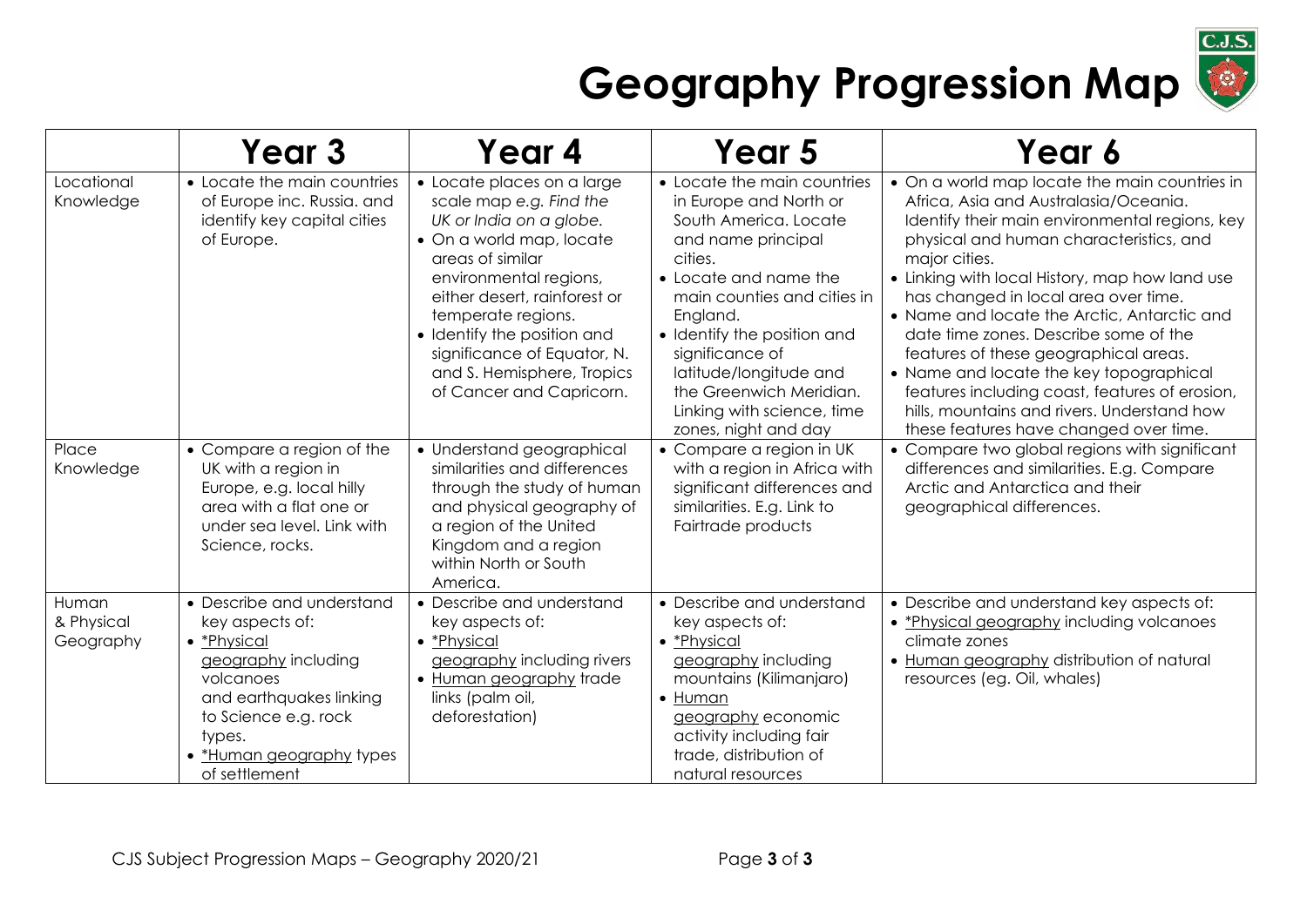# Geography Progression Map

| | Year 3 | Year 4 | Year 5 | Year 6 |
|---|---|---|---|---|
| Locational Knowledge | • Locate the main countries of Europe inc. Russia. and identify key capital cities of Europe. | • Locate places on a large scale map *e.g. Find the UK or India on a globe.*<br>• On a world map, locate areas of similar environmental regions, either desert, rainforest or temperate regions.<br>• Identify the position and significance of Equator, N. and S. Hemisphere, Tropics of Cancer and Capricorn. | • Locate the main countries in Europe and North or South America. Locate and name principal cities.<br>• Locate and name the main counties and cities in England.<br>• Identify the position and significance of latitude/longitude and the Greenwich Meridian. Linking with science, time zones, night and day | • On a world map locate the main countries in Africa, Asia and Australasia/Oceania. Identify their main environmental regions, key physical and human characteristics, and major cities.<br>• Linking with local History, map how land use has changed in local area over time.<br>• Name and locate the Arctic, Antarctic and date time zones. Describe some of the features of these geographical areas.<br>• Name and locate the key topographical features including coast, features of erosion, hills, mountains and rivers. Understand how these features have changed over time. |
| Place Knowledge | • Compare a region of the UK with a region in Europe, e.g. local hilly area with a flat one or under sea level. Link with Science, rocks. | • Understand geographical similarities and differences through the study of human and physical geography of a region of the United Kingdom and a region within North or South America. | • Compare a region in UK with a region in Africa with significant differences and similarities. E.g. Link to Fairtrade products | • Compare two global regions with significant differences and similarities. E.g. Compare Arctic and Antarctica and their geographical differences. |
| Human & Physical Geography | • Describe and understand key aspects of:<br>• *Physical geography including volcanoes and earthquakes linking to Science e.g. rock types.<br>• *Human geography types of settlement | • Describe and understand key aspects of:<br>• *Physical geography including rivers<br>• Human geography trade links (palm oil, deforestation) | • Describe and understand key aspects of:<br>• *Physical geography including mountains (Kilimanjaro)<br>• Human geography economic activity including fair trade, distribution of natural resources | • Describe and understand key aspects of:<br>• *Physical geography including volcanoes climate zones<br>• Human geography distribution of natural resources (eg. Oil, whales) |

CJS Subject Progression Maps – Geography 2020/21